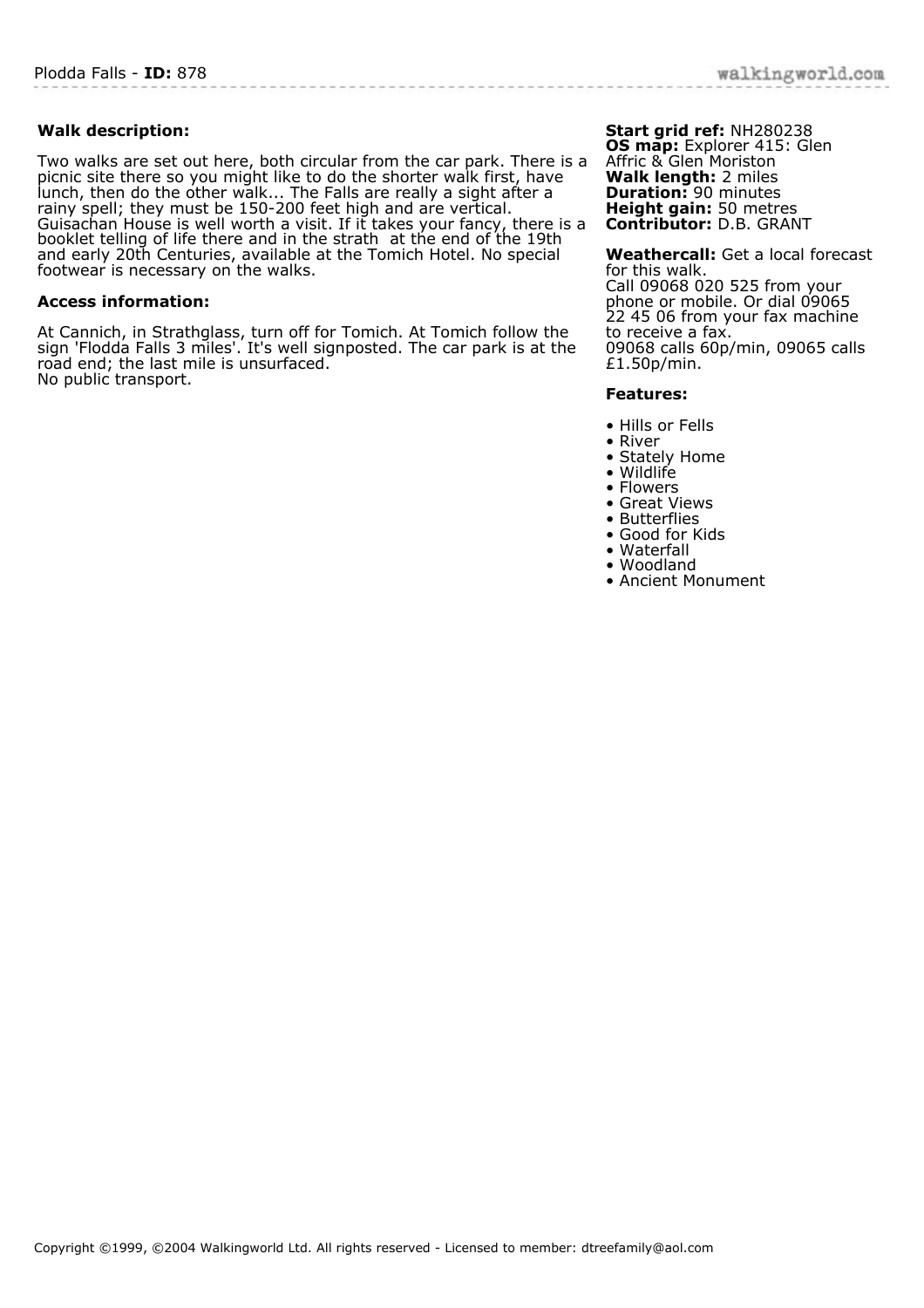# Plodda Falls - **ID:** 878

**Walk description:**

Two walks are set out here, both circular from the car park. There is a picnic site there so you might like to do the shorter walk first, have lunch, then do the other walk... The Falls are really a sight after a rainy spell; they must be 150-200 feet high and are vertical. Guisachan House is well worth a visit. If it takes your fancy, there is a booklet telling of life there and in the strath at the end of the 19th and early 20th Centuries, available at the Tomich Hotel. No special footwear is necessary on the walks.

**Access information:**

At Cannich, in Strathglass, turn off for Tomich. At Tomich follow the sign 'Flodda Falls 3 miles'. It's well signposted. The car park is at the road end; the last mile is unsurfaced.
No public transport.

**Start grid ref:** NH280238
**OS map:** Explorer 415: Glen Affric & Glen Moriston
**Walk length:** 2 miles
**Duration:** 90 minutes
**Height gain:** 50 metres
**Contributor:** D.B. GRANT

**Weathercall:** Get a local forecast for this walk.
Call 09068 020 525 from your phone or mobile. Or dial 09065 22 45 06 from your fax machine to receive a fax.
09068 calls 60p/min, 09065 calls £1.50p/min.

**Features:**

- Hills or Fells
- River
- Stately Home
- Wildlife
- Flowers
- Great Views
- Butterflies
- Good for Kids
- Waterfall
- Woodland
- Ancient Monument

Copyright ©1999, ©2004 Walkingworld Ltd. All rights reserved - Licensed to member: dtreefamily@aol.com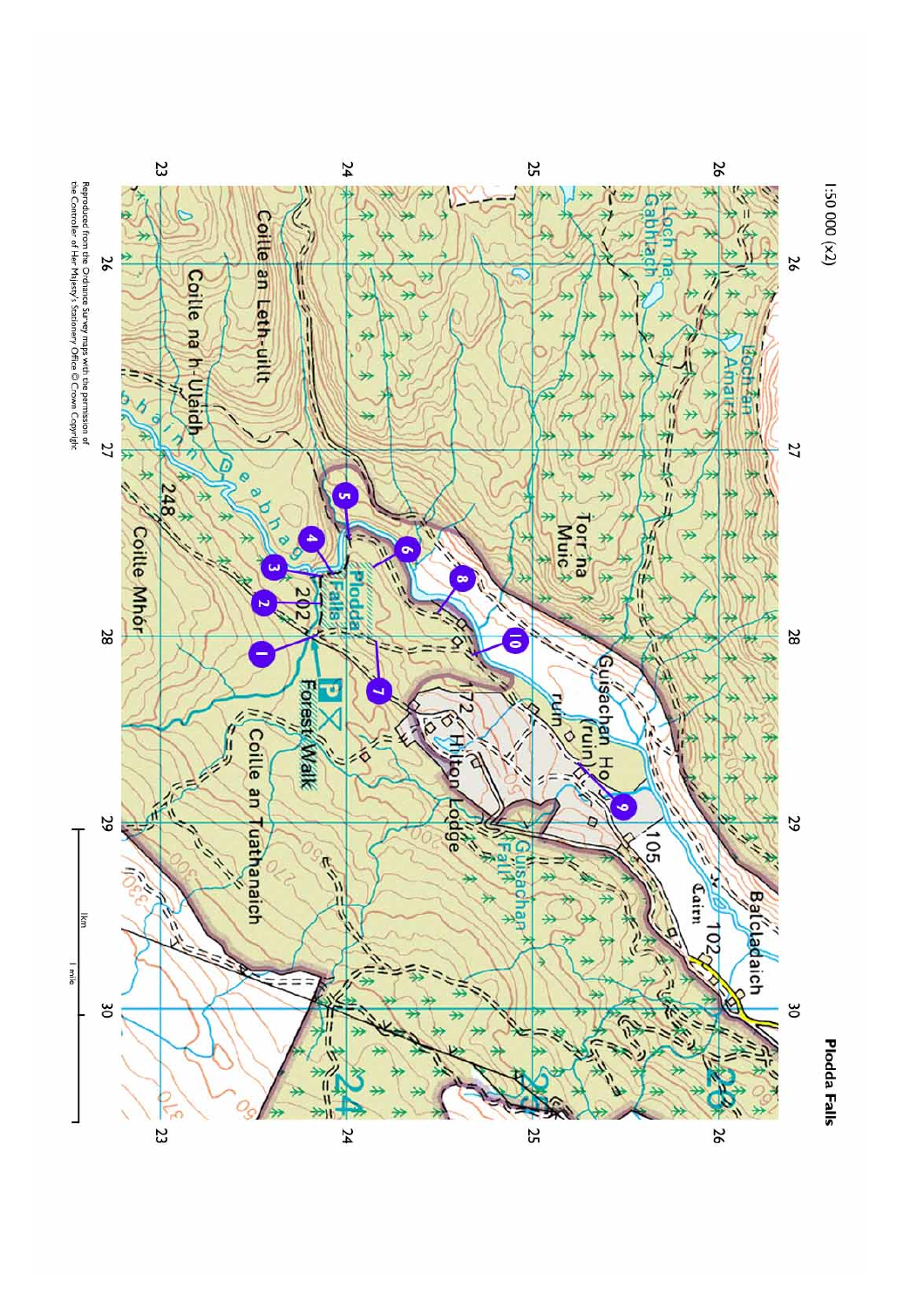# Plodda Falls

1:50 000 (x2)

Reproduced from the Ordnance Survey maps with the permission of the Controller of Her Majesty's Stationery Office © Crown Copyright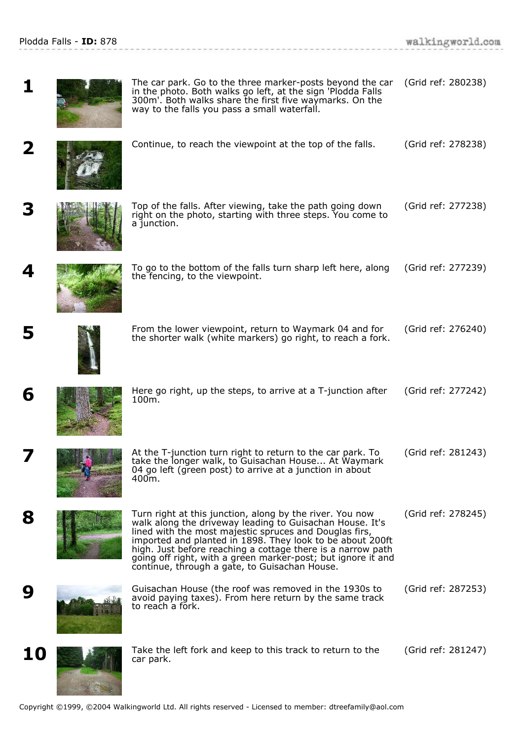**1** The car park. Go to the three marker-posts beyond the car in the photo. Both walks go left, at the sign 'Plodda Falls 300m'. Both walks share the first five waymarks. On the way to the falls you pass a small waterfall. (Grid ref: 280238)

**2** Continue, to reach the viewpoint at the top of the falls. (Grid ref: 278238)

**3** Top of the falls. After viewing, take the path going down right on the photo, starting with three steps. You come to a junction. (Grid ref: 277238)

**4** To go to the bottom of the falls turn sharp left here, along the fencing, to the viewpoint. (Grid ref: 277239)

**5** From the lower viewpoint, return to Waymark 04 and for the shorter walk (white markers) go right, to reach a fork. (Grid ref: 276240)

**6** Here go right, up the steps, to arrive at a T-junction after 100m. (Grid ref: 277242)

**7** At the T-junction turn right to return to the car park. To take the longer walk, to Guisachan House... At Waymark 04 go left (green post) to arrive at a junction in about 400m. (Grid ref: 281243)

**8** Turn right at this junction, along by the river. You now walk along the driveway leading to Guisachan House. It's lined with the most majestic spruces and Douglas firs, imported and planted in 1898. They look to be about 200ft high. Just before reaching a cottage there is a narrow path going off right, with a green marker-post; but ignore it and continue, through a gate, to Guisachan House. (Grid ref: 278245)

**9** Guisachan House (the roof was removed in the 1930s to avoid paying taxes). From here return by the same track to reach a fork. (Grid ref: 287253)

**10** Take the left fork and keep to this track to return to the car park. (Grid ref: 281247)